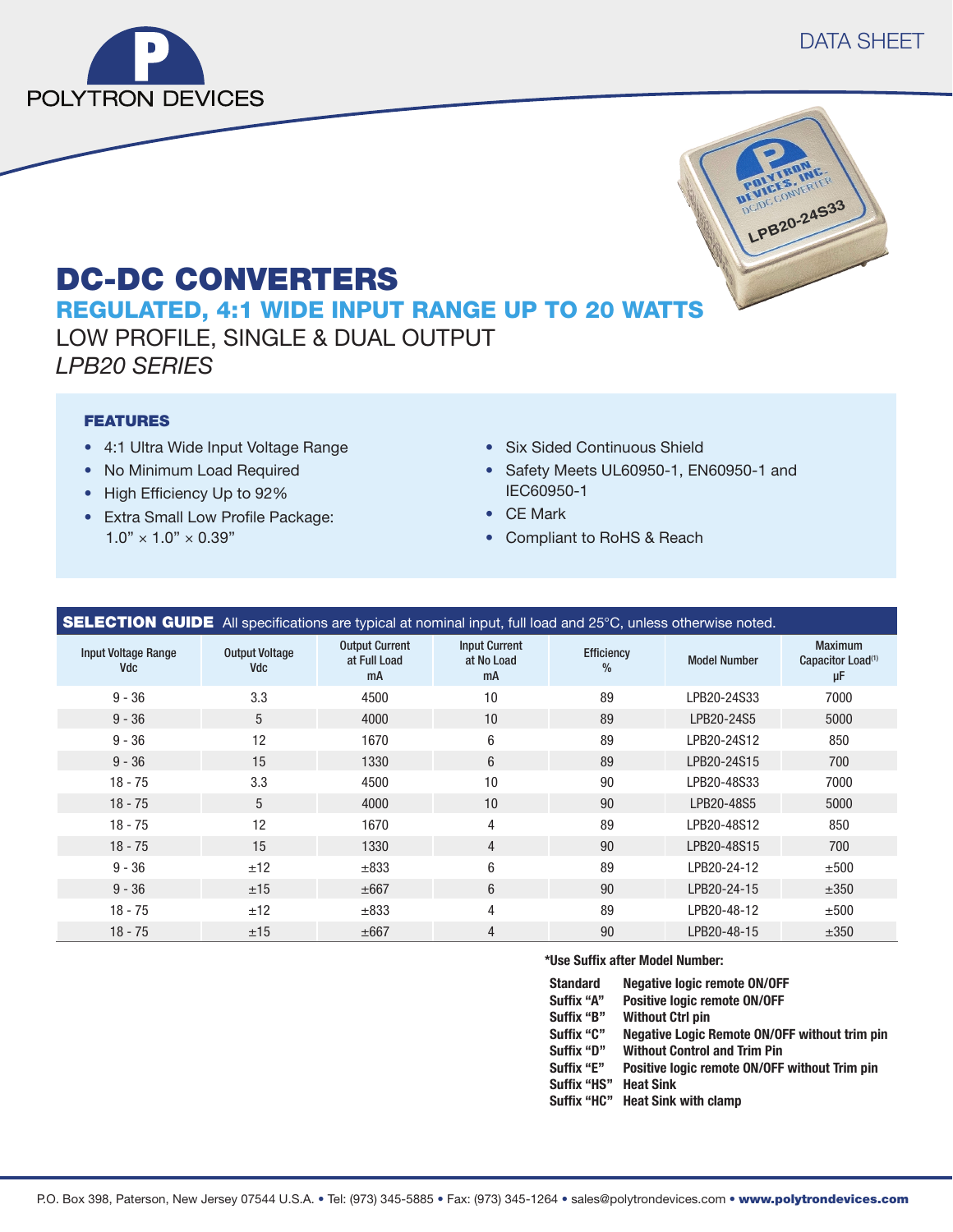DATA SHEET

# DC-DC CONVERTERS

## REGULATED, 4:1 WIDE INPUT RANGE UP TO 20 WATTS

LOW PROFILE, SINGLE & DUAL OUTPUT

*LPB20 SERIES*

### FEATURES

- 4:1 Ultra Wide Input Voltage Range
- No Minimum Load Required
- High Efficiency Up to 92%
- Extra Small Low Profile Package: 1.0" × 1.0" × 0.39"
- Six Sided Continuous Shield
- Safety Meets UL60950-1, EN60950-1 and IEC60950-1
- CE Mark
- Compliant to RoHS & Reach

### SELECTION GUIDE

All specifications are typical at nominal input, full load and 25°C, unless otherwise noted.

| Input Voltage Range Vdc | Output Voltage Vdc | Output Current at Full Load mA | Input Current at No Load mA | Efficiency % | Model Number | Maximum Capacitor Load[1] μF |
|---|---|---|---|---|---|---|
| 9 - 36 | 3.3 | 4500 | 10 | 89 | LPB20-24S33 | 7000 |
| 9 - 36 | 5 | 4000 | 10 | 89 | LPB20-24S5 | 5000 |
| 9 - 36 | 12 | 1670 | 6 | 89 | LPB20-24S12 | 850 |
| 9 - 36 | 15 | 1330 | 6 | 89 | LPB20-24S15 | 700 |
| 18 - 75 | 3.3 | 4500 | 10 | 90 | LPB20-48S33 | 7000 |
| 18 - 75 | 5 | 4000 | 10 | 90 | LPB20-48S5 | 5000 |
| 18 - 75 | 12 | 1670 | 4 | 89 | LPB20-48S12 | 850 |
| 18 - 75 | 15 | 1330 | 4 | 90 | LPB20-48S15 | 700 |
| 9 - 36 | ±12 | ±833 | 6 | 89 | LPB20-24-12 | ±500 |
| 9 - 36 | ±15 | ±667 | 6 | 90 | LPB20-24-15 | ±350 |
| 18 - 75 | ±12 | ±833 | 4 | 89 | LPB20-48-12 | ±500 |
| 18 - 75 | ±15 | ±667 | 4 | 90 | LPB20-48-15 | ±350 |

**\*Use Suffix after Model Number:**

| | |
|---|---|
| **Standard** | **Negative logic remote ON/OFF** |
| **Suffix "A"** | **Positive logic remote ON/OFF** |
| **Suffix "B"** | **Without Ctrl pin** |
| **Suffix "C"** | **Negative Logic Remote ON/OFF without trim pin** |
| **Suffix "D"** | **Without Control and Trim Pin** |
| **Suffix "E"** | **Positive logic remote ON/OFF without Trim pin** |
| **Suffix "HS"** | **Heat Sink** |
| **Suffix "HC"** | **Heat Sink with clamp** |

P.O. Box 398, Paterson, New Jersey 07544 U.S.A. • Tel: (973) 345-5885 • Fax: (973) 345-1264 • sales@polytrondevices.com • **www.polytrondevices.com**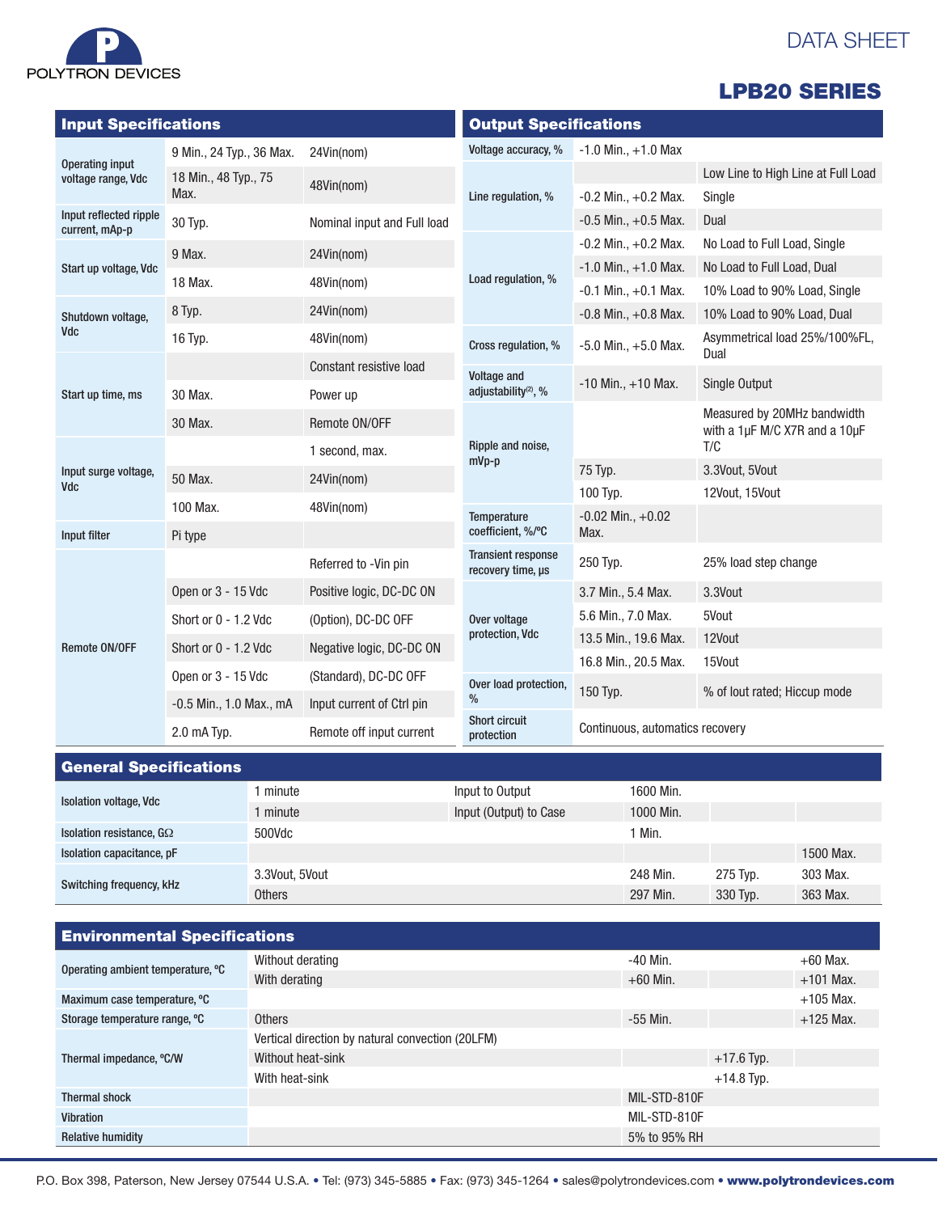# LPB20 SERIES

## Input Specifications

| Parameter | Value | Condition |
|---|---|---|
| Operating input voltage range, Vdc | 9 Min., 24 Typ., 36 Max. | 24Vin(nom) |
| | 18 Min., 48 Typ., 75 Max. | 48Vin(nom) |
| Input reflected ripple current, mAp-p | 30 Typ. | Nominal input and Full load |
| Start up voltage, Vdc | 9 Max. | 24Vin(nom) |
| | 18 Max. | 48Vin(nom) |
| Shutdown voltage, Vdc | 8 Typ. | 24Vin(nom) |
| | 16 Typ. | 48Vin(nom) |
| Start up time, ms | | Constant resistive load |
| | 30 Max. | Power up |
| | 30 Max. | Remote ON/OFF |
| Input surge voltage, Vdc | | 1 second, max. |
| | 50 Max. | 24Vin(nom) |
| | 100 Max. | 48Vin(nom) |
| Input filter | Pi type | |
| Remote ON/OFF | | Referred to -Vin pin |
| | Open or 3 - 15 Vdc | Positive logic, DC-DC ON |
| | Short or 0 - 1.2 Vdc | (Option), DC-DC OFF |
| | Short or 0 - 1.2 Vdc | Negative logic, DC-DC ON |
| | Open or 3 - 15 Vdc | (Standard), DC-DC OFF |
| | -0.5 Min., 1.0 Max., mA | Input current of Ctrl pin |
| | 2.0 mA Typ. | Remote off input current |

## Output Specifications

| Parameter | Value | Condition |
|---|---|---|
| Voltage accuracy, % | -1.0 Min., +1.0 Max | |
| Line regulation, % | | Low Line to High Line at Full Load |
| | -0.2 Min., +0.2 Max. | Single |
| | -0.5 Min., +0.5 Max. | Dual |
| Load regulation, % | -0.2 Min., +0.2 Max. | No Load to Full Load, Single |
| | -1.0 Min., +1.0 Max. | No Load to Full Load, Dual |
| | -0.1 Min., +0.1 Max. | 10% Load to 90% Load, Single |
| | -0.8 Min., +0.8 Max. | 10% Load to 90% Load, Dual |
| Cross regulation, % | -5.0 Min., +5.0 Max. | Asymmetrical load 25%/100%FL, Dual |
| Voltage and adjustability[2], % | -10 Min., +10 Max. | Single Output |
| Ripple and noise, mVp-p | | Measured by 20MHz bandwidth with a 1µF M/C X7R and a 10µF T/C |
| | 75 Typ. | 3.3Vout, 5Vout |
| | 100 Typ. | 12Vout, 15Vout |
| Temperature coefficient, %/°C | -0.02 Min., +0.02 Max. | |
| Transient response recovery time, µs | 250 Typ. | 25% load step change |
| Over voltage protection, Vdc | 3.7 Min., 5.4 Max. | 3.3Vout |
| | 5.6 Min., 7.0 Max. | 5Vout |
| | 13.5 Min., 19.6 Max. | 12Vout |
| | 16.8 Min., 20.5 Max. | 15Vout |
| Over load protection, % | 150 Typ. | % of Iout rated; Hiccup mode |
| Short circuit protection | Continuous, automatics recovery | |

## General Specifications

| Parameter | Condition | | Min. | Typ. | Max. |
|---|---|---|---|---|---|
| Isolation voltage, Vdc | 1 minute | Input to Output | 1600 Min. | | |
| | 1 minute | Input (Output) to Case | 1000 Min. | | |
| Isolation resistance, GΩ | 500Vdc | | 1 Min. | | |
| Isolation capacitance, pF | | | | | 1500 Max. |
| Switching frequency, kHz | 3.3Vout, 5Vout | | 248 Min. | 275 Typ. | 303 Max. |
| | Others | | 297 Min. | 330 Typ. | 363 Max. |

## Environmental Specifications

| Parameter | Condition | Min. | Typ. | Max. |
|---|---|---|---|---|
| Operating ambient temperature, °C | Without derating | -40 Min. | | +60 Max. |
| | With derating | +60 Min. | | +101 Max. |
| Maximum case temperature, °C | | | | +105 Max. |
| Storage temperature range, °C | Others | -55 Min. | | +125 Max. |
| Thermal impedance, °C/W | Vertical direction by natural convection (20LFM) | | | |
| | Without heat-sink | | +17.6 Typ. | |
| | With heat-sink | | +14.8 Typ. | |
| Thermal shock | | MIL-STD-810F | | |
| Vibration | | MIL-STD-810F | | |
| Relative humidity | | 5% to 95% RH | | |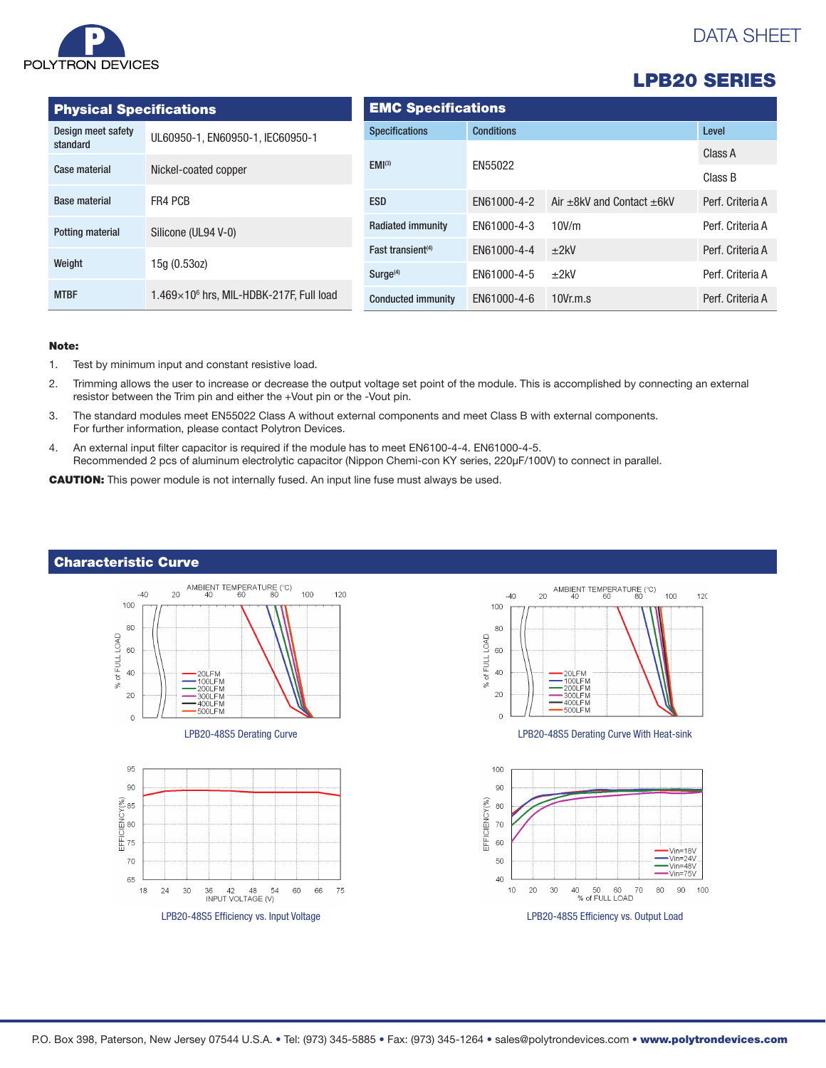## LPB20 SERIES

### Physical Specifications

| | |
|---|---|
| Design meet safety standard | UL60950-1, EN60950-1, IEC60950-1 |
| Case material | Nickel-coated copper |
| Base material | FR4 PCB |
| Potting material | Silicone (UL94 V-0) |
| Weight | 15g (0.53oz) |
| MTBF | $1.469 \times 10^6$ hrs, MIL-HDBK-217F, Full load |

### EMC Specifications

| Specifications | Conditions | | Level |
|---|---|---|---|
| EMI[3] | EN55022 | | Class A |
| | | | Class B |
| ESD | EN61000-4-2 | Air ±8kV and Contact ±6kV | Perf. Criteria A |
| Radiated immunity | EN61000-4-3 | 10V/m | Perf. Criteria A |
| Fast transient[4] | EN61000-4-4 | ±2kV | Perf. Criteria A |
| Surge[4] | EN61000-4-5 | ±2kV | Perf. Criteria A |
| Conducted immunity | EN61000-4-6 | 10Vr.m.s | Perf. Criteria A |

**Note:**

1. Test by minimum input and constant resistive load.
2. Trimming allows the user to increase or decrease the output voltage set point of the module. This is accomplished by connecting an external resistor between the Trim pin and either the +Vout pin or the -Vout pin.
3. The standard modules meet EN55022 Class A without external components and meet Class B with external components. For further information, please contact Polytron Devices.
4. An external input filter capacitor is required if the module has to meet EN6100-4-4. EN61000-4-5. Recommended 2 pcs of aluminum electrolytic capacitor (Nippon Chemi-con KY series, 220μF/100V) to connect in parallel.

**CAUTION:** This power module is not internally fused. An input line fuse must always be used.

### Characteristic Curve

LPB20-48S5 Derating Curve

LPB20-48S5 Derating Curve With Heat-sink

LPB20-48S5 Efficiency vs. Input Voltage

LPB20-48S5 Efficiency vs. Output Load

P.O. Box 398, Paterson, New Jersey 07544 U.S.A. • Tel: (973) 345-5885 • Fax: (973) 345-1264 • sales@polytrondevices.com • **www.polytrondevices.com**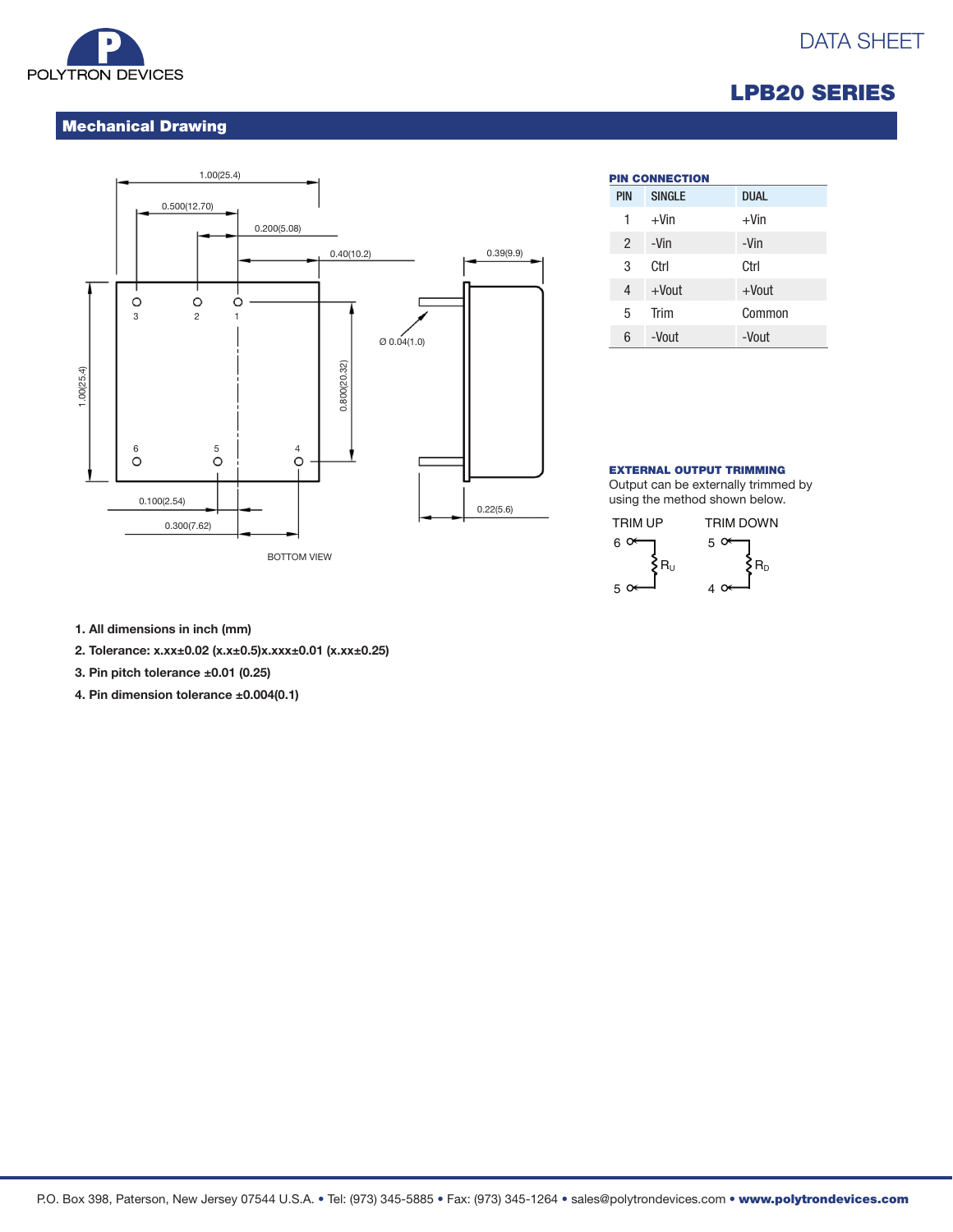## Mechanical Drawing

1.00(25.4)

0.500(12.70)

0.200(5.08)

0.40(10.2)

0.39(9.9)

Ø 0.04(1.0)

1.00(25.4)

0.800(20.32)

3 2 1

6 5 4

0.100(2.54)

0.300(7.62)

0.22(5.6)

BOTTOM VIEW

**PIN CONNECTION**

| PIN | SINGLE | DUAL |
|---|---|---|
| 1 | +Vin | +Vin |
| 2 | -Vin | -Vin |
| 3 | Ctrl | Ctrl |
| 4 | +Vout | +Vout |
| 5 | Trim | Common |
| 6 | -Vout | -Vout |

**EXTERNAL OUTPUT TRIMMING**

Output can be externally trimmed by using the method shown below.

TRIM UP

6

$R_U$

5

TRIM DOWN

5

$R_D$

4

1. All dimensions in inch (mm)
2. Tolerance: x.xx±0.02 (x.x±0.5)x.xxx±0.01 (x.xx±0.25)
3. Pin pitch tolerance ±0.01 (0.25)
4. Pin dimension tolerance ±0.004(0.1)